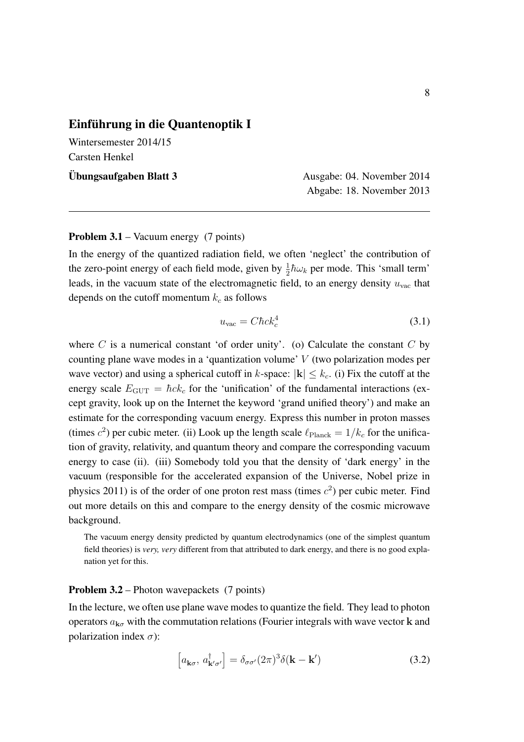# Einführung in die Quantenoptik I

Wintersemester 2014/15

Carsten Henkel

**Übungsaufgaben Blatt 3**

Ausgabe: 04. November 2014

Abgabe: 18. November 2013

---

**Problem 3.1** – Vacuum energy (7 points)

In the energy of the quantized radiation field, we often 'neglect' the contribution of the zero-point energy of each field mode, given by $\frac{1}{2}\hbar\omega_k$ per mode. This 'small term' leads, in the vacuum state of the electromagnetic field, to an energy density $u_{\text{vac}}$ that depends on the cutoff momentum $k_c$ as follows

$$u_{\text{vac}} = C\hbar c k_c^4 \tag{3.1}$$

where $C$ is a numerical constant 'of order unity'. (o) Calculate the constant $C$ by counting plane wave modes in a 'quantization volume' $V$ (two polarization modes per wave vector) and using a spherical cutoff in $k$-space: $|\mathbf{k}| \le k_c$. (i) Fix the cutoff at the energy scale $E_{\text{GUT}} = \hbar c k_c$ for the 'unification' of the fundamental interactions (except gravity, look up on the Internet the keyword 'grand unified theory') and make an estimate for the corresponding vacuum energy. Express this number in proton masses (times $c^2$) per cubic meter. (ii) Look up the length scale $\ell_{\text{Planck}} = 1/k_c$ for the unification of gravity, relativity, and quantum theory and compare the corresponding vacuum energy to case (ii). (iii) Somebody told you that the density of 'dark energy' in the vacuum (responsible for the accelerated expansion of the Universe, Nobel prize in physics 2011) is of the order of one proton rest mass (times $c^2$) per cubic meter. Find out more details on this and compare to the energy density of the cosmic microwave background.

The vacuum energy density predicted by quantum electrodynamics (one of the simplest quantum field theories) is *very, very* different from that attributed to dark energy, and there is no good explanation yet for this.

**Problem 3.2** – Photon wavepackets (7 points)

In the lecture, we often use plane wave modes to quantize the field. They lead to photon operators $a_{\mathbf{k}\sigma}$ with the commutation relations (Fourier integrals with wave vector $\mathbf{k}$ and polarization index $\sigma$):

$$\left[a_{\mathbf{k}\sigma},\, a^{\dagger}_{\mathbf{k}'\sigma'}\right] = \delta_{\sigma\sigma'}(2\pi)^3\delta(\mathbf{k} - \mathbf{k}') \tag{3.2}$$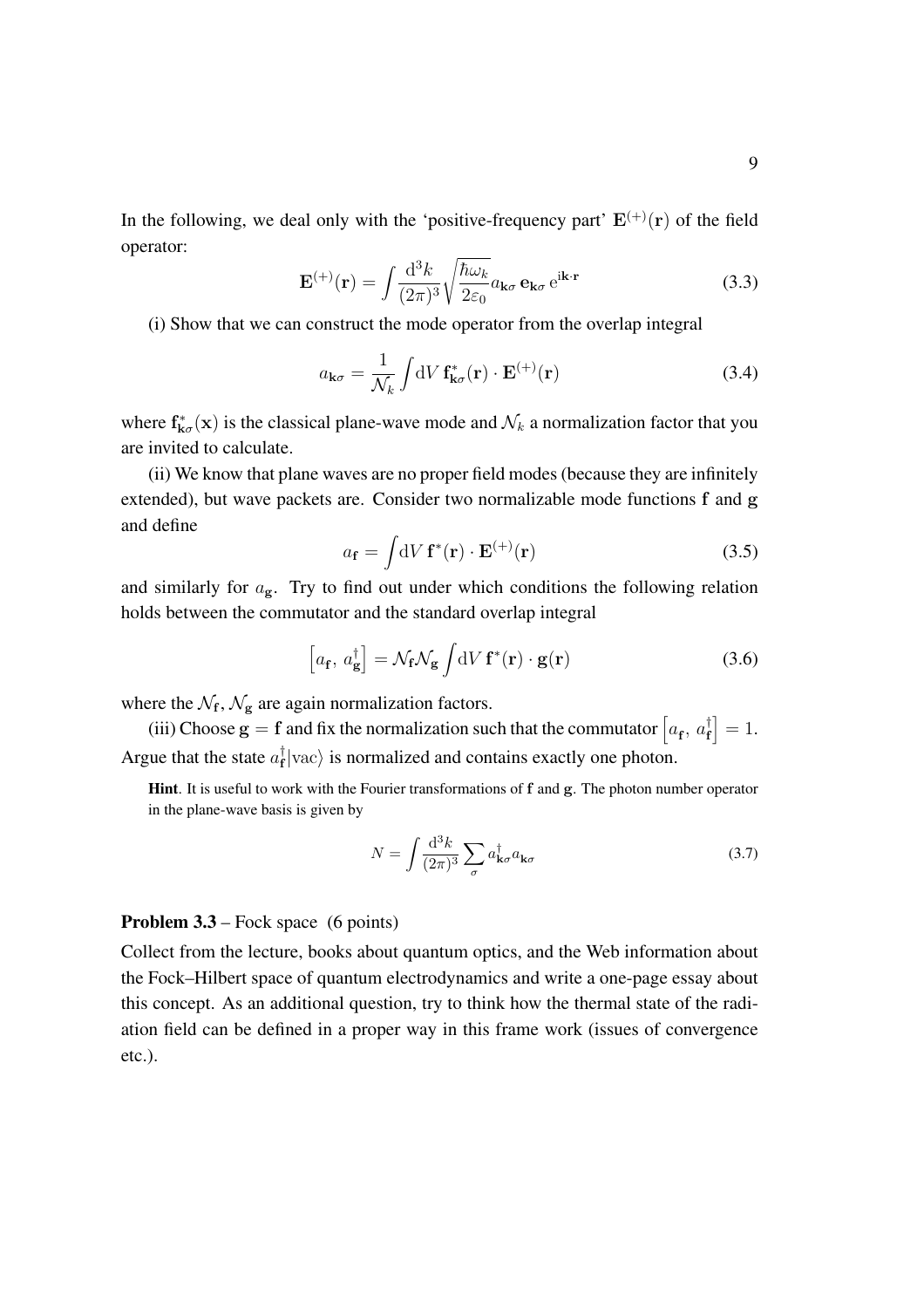In the following, we deal only with the 'positive-frequency part' $\mathbf{E}^{(+)}(\mathbf{r})$ of the field operator:

$$\mathbf{E}^{(+)}(\mathbf{r}) = \int \frac{\mathrm{d}^3k}{(2\pi)^3} \sqrt{\frac{\hbar\omega_k}{2\varepsilon_0}} a_{\mathbf{k}\sigma}\, \mathbf{e}_{\mathbf{k}\sigma}\, \mathrm{e}^{\mathrm{i}\mathbf{k}\cdot\mathbf{r}} \tag{3.3}$$

(i) Show that we can construct the mode operator from the overlap integral

$$a_{\mathbf{k}\sigma} = \frac{1}{\mathcal{N}_k} \int \mathrm{d}V\, \mathbf{f}^*_{\mathbf{k}\sigma}(\mathbf{r}) \cdot \mathbf{E}^{(+)}(\mathbf{r}) \tag{3.4}$$

where $\mathbf{f}^*_{\mathbf{k}\sigma}(\mathbf{x})$ is the classical plane-wave mode and $\mathcal{N}_k$ a normalization factor that you are invited to calculate.

(ii) We know that plane waves are no proper field modes (because they are infinitely extended), but wave packets are. Consider two normalizable mode functions $\mathbf{f}$ and $\mathbf{g}$ and define

$$a_{\mathbf{f}} = \int \mathrm{d}V\, \mathbf{f}^*(\mathbf{r}) \cdot \mathbf{E}^{(+)}(\mathbf{r}) \tag{3.5}$$

and similarly for $a_{\mathbf{g}}$. Try to find out under which conditions the following relation holds between the commutator and the standard overlap integral

$$\left[a_{\mathbf{f}},\, a^\dagger_{\mathbf{g}}\right] = \mathcal{N}_{\mathbf{f}} \mathcal{N}_{\mathbf{g}} \int \mathrm{d}V\, \mathbf{f}^*(\mathbf{r}) \cdot \mathbf{g}(\mathbf{r}) \tag{3.6}$$

where the $\mathcal{N}_{\mathbf{f}}, \mathcal{N}_{\mathbf{g}}$ are again normalization factors.

(iii) Choose $\mathbf{g} = \mathbf{f}$ and fix the normalization such that the commutator $\left[a_{\mathbf{f}},\, a^\dagger_{\mathbf{f}}\right] = 1$. Argue that the state $a^\dagger_{\mathbf{f}}|\text{vac}\rangle$ is normalized and contains exactly one photon.

**Hint**. It is useful to work with the Fourier transformations of $\mathbf{f}$ and $\mathbf{g}$. The photon number operator in the plane-wave basis is given by

$$N = \int \frac{\mathrm{d}^3k}{(2\pi)^3} \sum_\sigma a^\dagger_{\mathbf{k}\sigma} a_{\mathbf{k}\sigma} \tag{3.7}$$

**Problem 3.3** – Fock space (6 points)

Collect from the lecture, books about quantum optics, and the Web information about the Fock–Hilbert space of quantum electrodynamics and write a one-page essay about this concept. As an additional question, try to think how the thermal state of the radiation field can be defined in a proper way in this frame work (issues of convergence etc.).